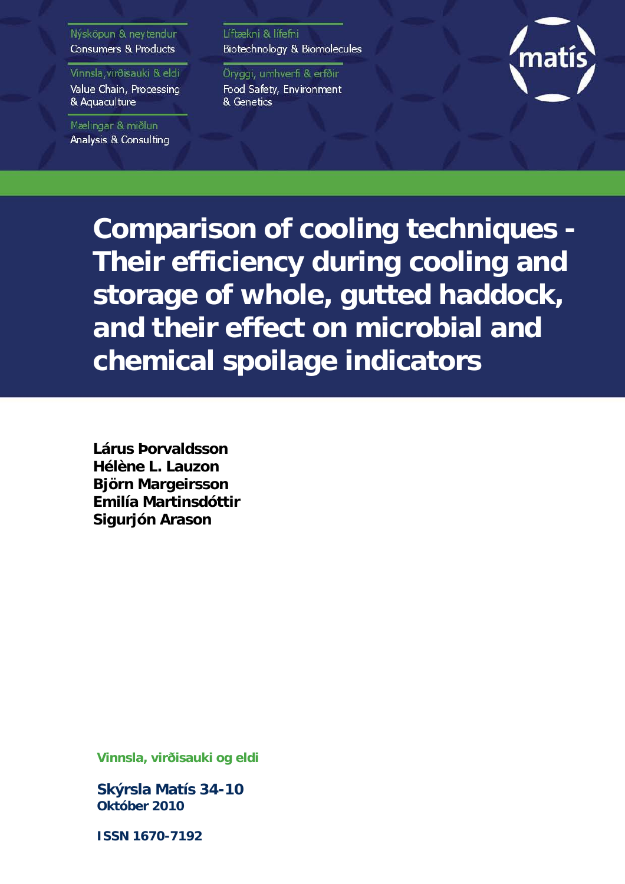Nýsköpun & neytendur
Consumers & Products

Vinnsla, virðisauki & eldi
Value Chain, Processing & Aquaculture

Mælingar & miðlun
Analysis & Consulting

Líftækni & lífefni
Biotechnology & Biomolecules

Öryggi, umhverfi & erfðir
Food Safety, Environment & Genetics

matís

# Comparison of cooling techniques - Their efficiency during cooling and storage of whole, gutted haddock, and their effect on microbial and chemical spoilage indicators

**Lárus Þorvaldsson**
**Hélène L. Lauzon**
**Björn Margeirsson**
**Emilía Martinsdóttir**
**Sigurjón Arason**

Vinnsla, virðisauki og eldi

**Skýrsla Matís 34-10**
**Október 2010**

**ISSN 1670-7192**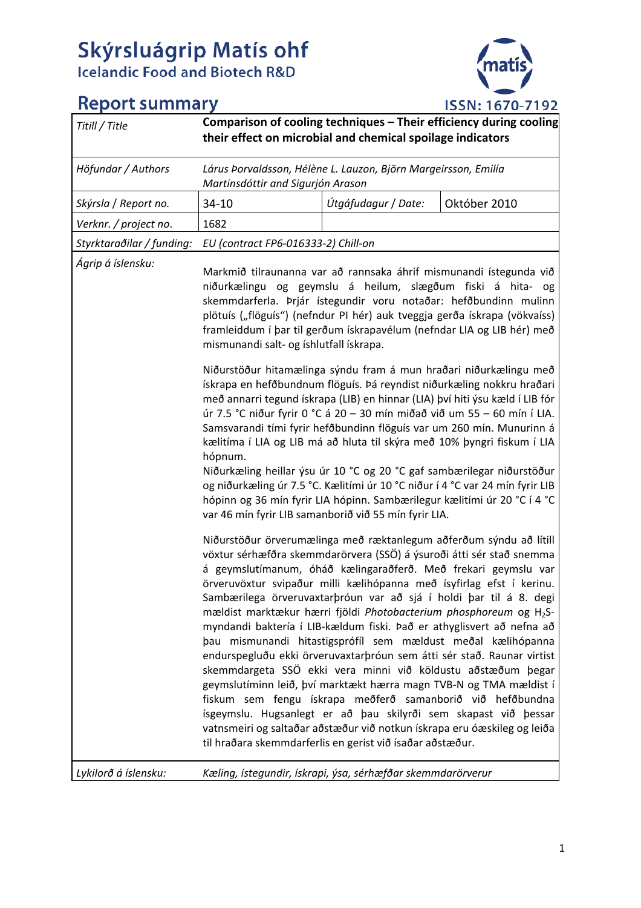# Skýrsluágrip Matís ohf
## Icelandic Food and Biotech R&D

## Report summary

ISSN: 1670-7192

| *Titill / Title* | **Comparison of cooling techniques – Their efficiency during cooling their effect on microbial and chemical spoilage indicators** | | |
|---|---|---|---|
| *Höfundar / Authors* | *Lárus Þorvaldsson, Hélène L. Lauzon, Björn Margeirsson, Emilía Martinsdóttir and Sigurjón Arason* | | |
| *Skýrsla / Report no.* | 34-10 | *Útgáfudagur / Date:* | Október 2010 |
| *Verknr. / project no.* | 1682 | | |
| *Styrktaraðilar / funding:* | *EU (contract FP6-016333-2) Chill-on* | | |

*Ágrip á íslensku:*

Markmið tilraunanna var að rannsaka áhrif mismunandi ístegunda við niðurkælingu og geymslu á heilum, slægðum fiski á hita- og skemmdarferla. Þrjár ístegundir voru notaðar: hefðbundinn mulinn plötuís („flöguís“) (nefndur PI hér) auk tveggja gerða ískrapa (vökvaíss) framleiddum í þar til gerðum ískrapavélum (nefndar LIA og LIB hér) með mismunandi salt- og íshlutfall ískrapa.

Niðurstöður hitamælinga sýndu fram á mun hraðari niðurkælingu með ískrapa en hefðbundnum flöguís. Þá reyndist niðurkæling nokkru hraðari með annarri tegund ískrapa (LIB) en hinnar (LIA) því hiti ýsu kæld í LIB fór úr 7.5 °C niður fyrir 0 °C á 20 – 30 mín miðað við um 55 – 60 mín í LIA. Samsvarandi tími fyrir hefðbundinn flöguís var um 260 mín. Munurinn á kælitíma í LIA og LIB má að hluta til skýra með 10% þyngri fiskum í LIA hópnum.
Niðurkæling heillar ýsu úr 10 °C og 20 °C gaf sambærilegar niðurstöður og niðurkæling úr 7.5 °C. Kælitími úr 10 °C niður í 4 °C var 24 mín fyrir LIB hópinn og 36 mín fyrir LIA hópinn. Sambærilegur kælitími úr 20 °C í 4 °C var 46 mín fyrir LIB samanborið við 55 mín fyrir LIA.

Niðurstöður örverumælinga með ræktanlegum aðferðum sýndu að lítill vöxtur sérhæfðra skemmdarörvera (SSÖ) á ýsuroði átti sér stað snemma á geymslutímanum, óháð kælingaraðferð. Með frekari geymslu var örveruvöxtur svipaður milli kælihópanna með ísyfirlag efst í kerinu. Sambærilega örveruvaxtarþróun var að sjá í holdi þar til á 8. degi mældist marktækur hærri fjöldi *Photobacterium phosphoreum* og $H_2S$-myndandi baktería í LIB-kældum fiski. Það er athyglisvert að nefna að þau mismunandi hitastigsprófíl sem mældust meðal kælihópanna endurspegluðu ekki örveruvaxtarþróun sem átti sér stað. Raunar virtist skemmdargeta SSÖ ekki vera minni við köldustu aðstæðum þegar geymslutíminn leið, því marktækt hærra magn TVB-N og TMA mældist í fiskum sem fengu ískrapa meðferð samanborið við hefðbundna ísgeymslu. Hugsanlegt er að þau skilyrði sem skapast við þessar vatnsmeiri og saltaðar aðstæður við notkun ískrapa eru óæskileg og leiða til hraðara skemmdarferlis en gerist við ísaðar aðstæður.

*Lykilorð á íslensku:* *Kæling, ístegundir, ískrapi, ýsa, sérhæfðar skemmdarörverur*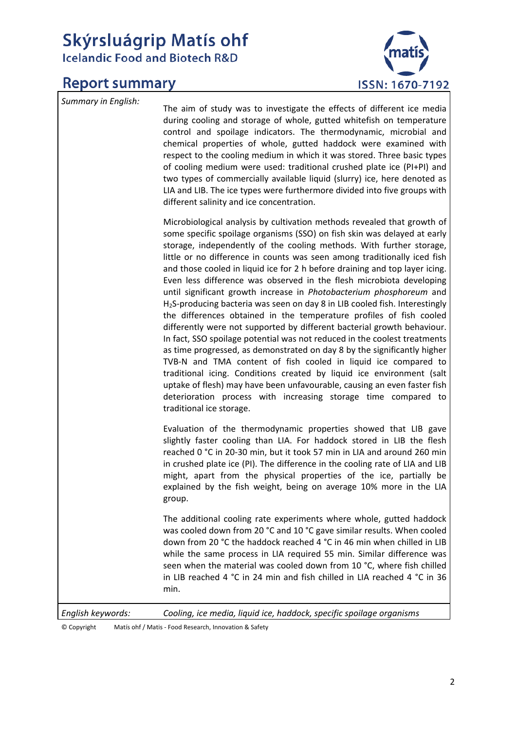# Skýrsluágrip Matís ohf

Icelandic Food and Biotech R&D

## Report summary

ISSN: 1670-7192

*Summary in English:*

The aim of study was to investigate the effects of different ice media during cooling and storage of whole, gutted whitefish on temperature control and spoilage indicators. The thermodynamic, microbial and chemical properties of whole, gutted haddock were examined with respect to the cooling medium in which it was stored. Three basic types of cooling medium were used: traditional crushed plate ice (PI+PI) and two types of commercially available liquid (slurry) ice, here denoted as LIA and LIB. The ice types were furthermore divided into five groups with different salinity and ice concentration.

Microbiological analysis by cultivation methods revealed that growth of some specific spoilage organisms (SSO) on fish skin was delayed at early storage, independently of the cooling methods. With further storage, little or no difference in counts was seen among traditionally iced fish and those cooled in liquid ice for 2 h before draining and top layer icing. Even less difference was observed in the flesh microbiota developing until significant growth increase in *Photobacterium phosphoreum* and $H_2S$-producing bacteria was seen on day 8 in LIB cooled fish. Interestingly the differences obtained in the temperature profiles of fish cooled differently were not supported by different bacterial growth behaviour. In fact, SSO spoilage potential was not reduced in the coolest treatments as time progressed, as demonstrated on day 8 by the significantly higher TVB-N and TMA content of fish cooled in liquid ice compared to traditional icing. Conditions created by liquid ice environment (salt uptake of flesh) may have been unfavourable, causing an even faster fish deterioration process with increasing storage time compared to traditional ice storage.

Evaluation of the thermodynamic properties showed that LIB gave slightly faster cooling than LIA. For haddock stored in LIB the flesh reached 0 °C in 20-30 min, but it took 57 min in LIA and around 260 min in crushed plate ice (PI). The difference in the cooling rate of LIA and LIB might, apart from the physical properties of the ice, partially be explained by the fish weight, being on average 10% more in the LIA group.

The additional cooling rate experiments where whole, gutted haddock was cooled down from 20 °C and 10 °C gave similar results. When cooled down from 20 °C the haddock reached 4 °C in 46 min when chilled in LIB while the same process in LIA required 55 min. Similar difference was seen when the material was cooled down from 10 °C, where fish chilled in LIB reached 4 °C in 24 min and fish chilled in LIA reached 4 °C in 36 min.

*English keywords:* *Cooling, ice media, liquid ice, haddock, specific spoilage organisms*

© Copyright Matís ohf / Matis - Food Research, Innovation & Safety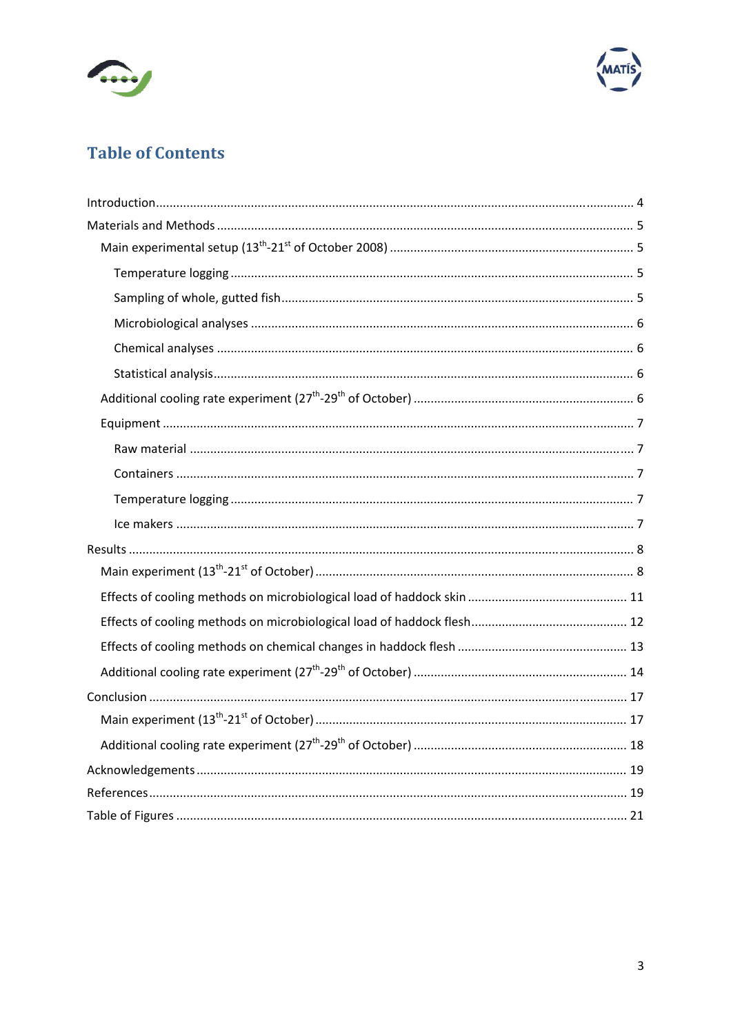# Table of Contents

Introduction ..... 4

Materials and Methods ..... 5

- Main experimental setup ($13^{th}$-$21^{st}$ of October 2008) ..... 5
  - Temperature logging ..... 5
  - Sampling of whole, gutted fish ..... 5
  - Microbiological analyses ..... 6
  - Chemical analyses ..... 6
  - Statistical analysis ..... 6
- Additional cooling rate experiment ($27^{th}$-$29^{th}$ of October) ..... 6
- Equipment ..... 7
  - Raw material ..... 7
  - Containers ..... 7
  - Temperature logging ..... 7
  - Ice makers ..... 7

Results ..... 8

- Main experiment ($13^{th}$-$21^{st}$ of October) ..... 8
- Effects of cooling methods on microbiological load of haddock skin ..... 11
- Effects of cooling methods on microbiological load of haddock flesh ..... 12
- Effects of cooling methods on chemical changes in haddock flesh ..... 13
- Additional cooling rate experiment ($27^{th}$-$29^{th}$ of October) ..... 14

Conclusion ..... 17

- Main experiment ($13^{th}$-$21^{st}$ of October) ..... 17
- Additional cooling rate experiment ($27^{th}$-$29^{th}$ of October) ..... 18

Acknowledgements ..... 19

References ..... 19

Table of Figures ..... 21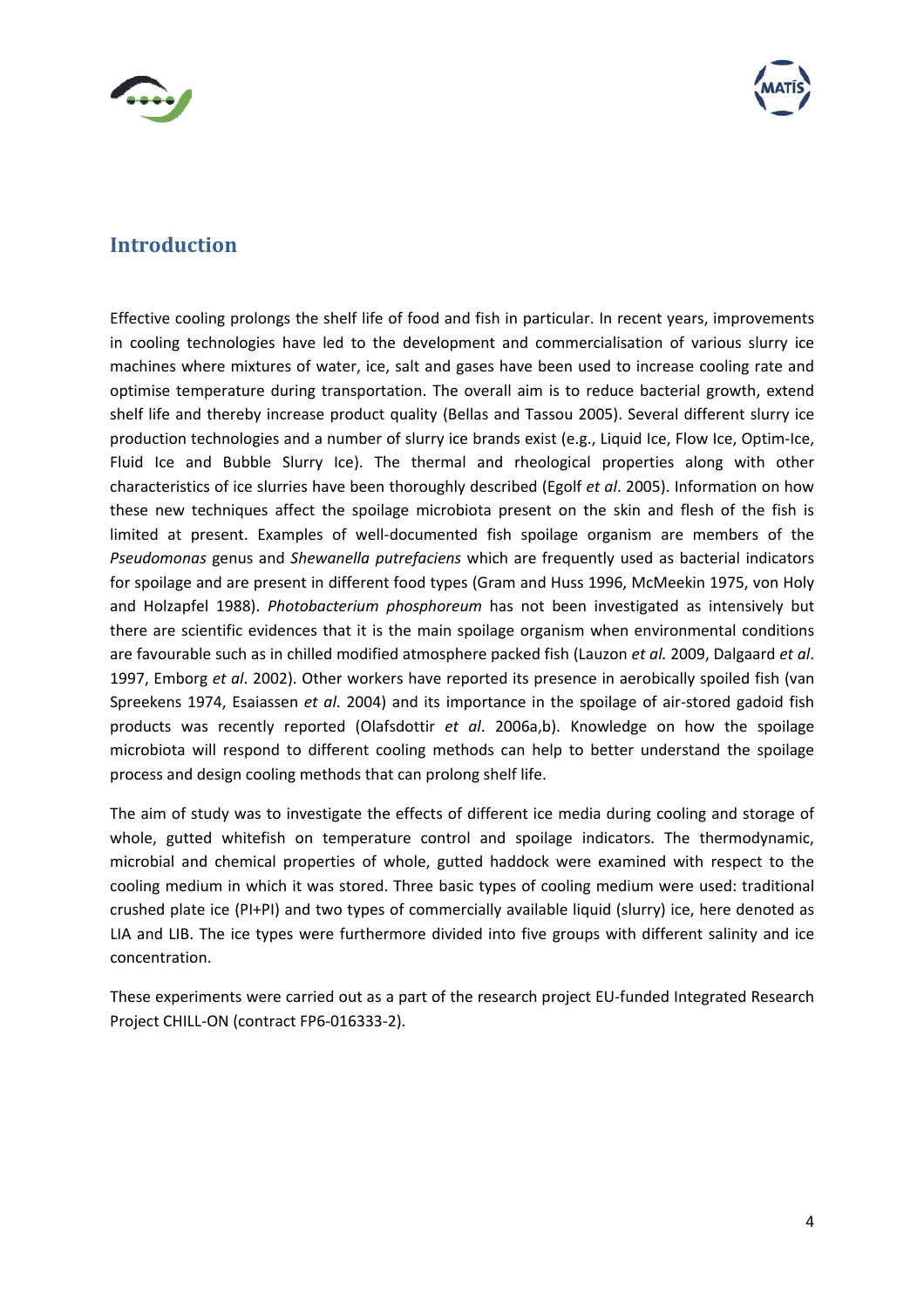## Introduction

Effective cooling prolongs the shelf life of food and fish in particular. In recent years, improvements in cooling technologies have led to the development and commercialisation of various slurry ice machines where mixtures of water, ice, salt and gases have been used to increase cooling rate and optimise temperature during transportation. The overall aim is to reduce bacterial growth, extend shelf life and thereby increase product quality (Bellas and Tassou 2005). Several different slurry ice production technologies and a number of slurry ice brands exist (e.g., Liquid Ice, Flow Ice, Optim-Ice, Fluid Ice and Bubble Slurry Ice). The thermal and rheological properties along with other characteristics of ice slurries have been thoroughly described (Egolf *et al*. 2005). Information on how these new techniques affect the spoilage microbiota present on the skin and flesh of the fish is limited at present. Examples of well-documented fish spoilage organism are members of the *Pseudomonas* genus and *Shewanella putrefaciens* which are frequently used as bacterial indicators for spoilage and are present in different food types (Gram and Huss 1996, McMeekin 1975, von Holy and Holzapfel 1988). *Photobacterium phosphoreum* has not been investigated as intensively but there are scientific evidences that it is the main spoilage organism when environmental conditions are favourable such as in chilled modified atmosphere packed fish (Lauzon *et al.* 2009, Dalgaard *et al*. 1997, Emborg *et al*. 2002). Other workers have reported its presence in aerobically spoiled fish (van Spreekens 1974, Esaiassen *et al*. 2004) and its importance in the spoilage of air-stored gadoid fish products was recently reported (Olafsdottir *et al*. 2006a,b). Knowledge on how the spoilage microbiota will respond to different cooling methods can help to better understand the spoilage process and design cooling methods that can prolong shelf life.

The aim of study was to investigate the effects of different ice media during cooling and storage of whole, gutted whitefish on temperature control and spoilage indicators. The thermodynamic, microbial and chemical properties of whole, gutted haddock were examined with respect to the cooling medium in which it was stored. Three basic types of cooling medium were used: traditional crushed plate ice (PI+PI) and two types of commercially available liquid (slurry) ice, here denoted as LIA and LIB. The ice types were furthermore divided into five groups with different salinity and ice concentration.

These experiments were carried out as a part of the research project EU-funded Integrated Research Project CHILL-ON (contract FP6-016333-2).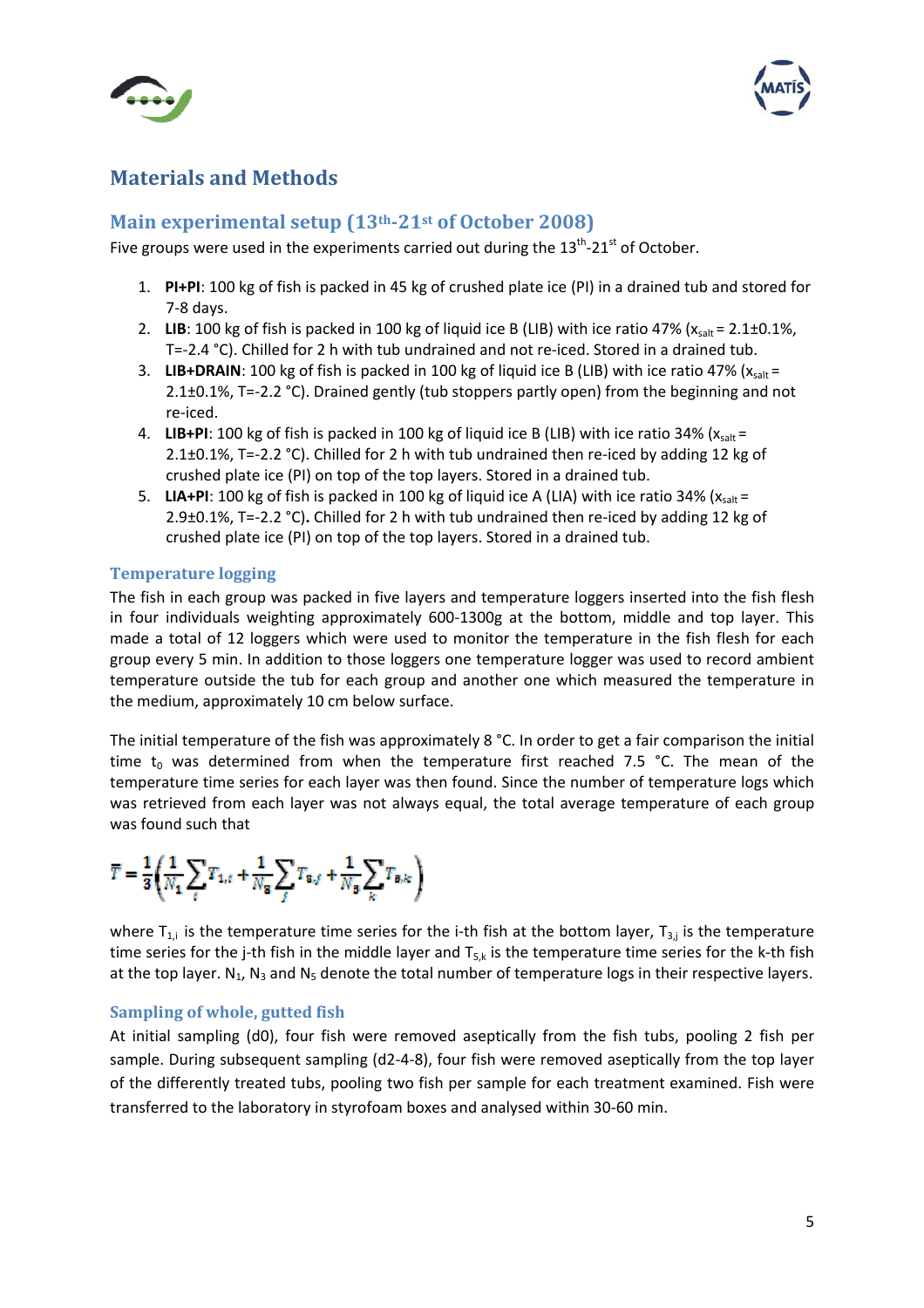# Materials and Methods

## Main experimental setup (13th-21st of October 2008)

Five groups were used in the experiments carried out during the 13th-21st of October.

1. **PI+PI**: 100 kg of fish is packed in 45 kg of crushed plate ice (PI) in a drained tub and stored for 7-8 days.
2. **LIB**: 100 kg of fish is packed in 100 kg of liquid ice B (LIB) with ice ratio 47% ($x_{salt}$ = 2.1±0.1%, T=-2.4 °C). Chilled for 2 h with tub undrained and not re-iced. Stored in a drained tub.
3. **LIB+DRAIN**: 100 kg of fish is packed in 100 kg of liquid ice B (LIB) with ice ratio 47% ($x_{salt}$ = 2.1±0.1%, T=-2.2 °C). Drained gently (tub stoppers partly open) from the beginning and not re-iced.
4. **LIB+PI**: 100 kg of fish is packed in 100 kg of liquid ice B (LIB) with ice ratio 34% ($x_{salt}$ = 2.1±0.1%, T=-2.2 °C). Chilled for 2 h with tub undrained then re-iced by adding 12 kg of crushed plate ice (PI) on top of the top layers. Stored in a drained tub.
5. **LIA+PI**: 100 kg of fish is packed in 100 kg of liquid ice A (LIA) with ice ratio 34% ($x_{salt}$ = 2.9±0.1%, T=-2.2 °C)**.** Chilled for 2 h with tub undrained then re-iced by adding 12 kg of crushed plate ice (PI) on top of the top layers. Stored in a drained tub.

### Temperature logging

The fish in each group was packed in five layers and temperature loggers inserted into the fish flesh in four individuals weighting approximately 600-1300g at the bottom, middle and top layer. This made a total of 12 loggers which were used to monitor the temperature in the fish flesh for each group every 5 min. In addition to those loggers one temperature logger was used to record ambient temperature outside the tub for each group and another one which measured the temperature in the medium, approximately 10 cm below surface.

The initial temperature of the fish was approximately 8 °C. In order to get a fair comparison the initial time $t_0$ was determined from when the temperature first reached 7.5 °C. The mean of the temperature time series for each layer was then found. Since the number of temperature logs which was retrieved from each layer was not always equal, the total average temperature of each group was found such that

$$\bar{T} = \frac{1}{3}\left(\frac{1}{N_1}\sum_i T_{1,i} + \frac{1}{N_3}\sum_j T_{3,j} + \frac{1}{N_5}\sum_k T_{5,k}\right)$$

where $T_{1,i}$ is the temperature time series for the i-th fish at the bottom layer, $T_{3,j}$ is the temperature time series for the j-th fish in the middle layer and $T_{5,k}$ is the temperature time series for the k-th fish at the top layer. $N_1$, $N_3$ and $N_5$ denote the total number of temperature logs in their respective layers.

### Sampling of whole, gutted fish

At initial sampling (d0), four fish were removed aseptically from the fish tubs, pooling 2 fish per sample. During subsequent sampling (d2-4-8), four fish were removed aseptically from the top layer of the differently treated tubs, pooling two fish per sample for each treatment examined. Fish were transferred to the laboratory in styrofoam boxes and analysed within 30-60 min.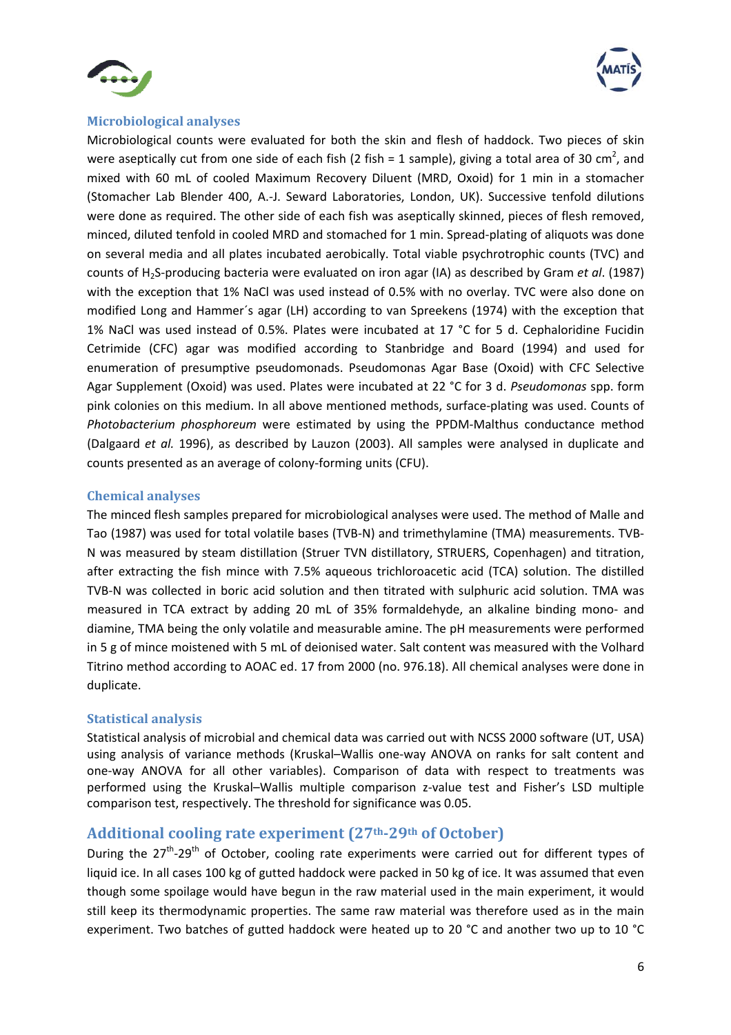### Microbiological analyses

Microbiological counts were evaluated for both the skin and flesh of haddock. Two pieces of skin were aseptically cut from one side of each fish (2 fish = 1 sample), giving a total area of 30 $cm^2$, and mixed with 60 mL of cooled Maximum Recovery Diluent (MRD, Oxoid) for 1 min in a stomacher (Stomacher Lab Blender 400, A.-J. Seward Laboratories, London, UK). Successive tenfold dilutions were done as required. The other side of each fish was aseptically skinned, pieces of flesh removed, minced, diluted tenfold in cooled MRD and stomached for 1 min. Spread-plating of aliquots was done on several media and all plates incubated aerobically. Total viable psychrotrophic counts (TVC) and counts of $H_2S$-producing bacteria were evaluated on iron agar (IA) as described by Gram *et al*. (1987) with the exception that 1% NaCl was used instead of 0.5% with no overlay. TVC were also done on modified Long and Hammer´s agar (LH) according to van Spreekens (1974) with the exception that 1% NaCl was used instead of 0.5%. Plates were incubated at 17 °C for 5 d. Cephaloridine Fucidin Cetrimide (CFC) agar was modified according to Stanbridge and Board (1994) and used for enumeration of presumptive pseudomonads. Pseudomonas Agar Base (Oxoid) with CFC Selective Agar Supplement (Oxoid) was used. Plates were incubated at 22 °C for 3 d. *Pseudomonas* spp. form pink colonies on this medium. In all above mentioned methods, surface-plating was used. Counts of *Photobacterium phosphoreum* were estimated by using the PPDM-Malthus conductance method (Dalgaard *et al.* 1996), as described by Lauzon (2003). All samples were analysed in duplicate and counts presented as an average of colony-forming units (CFU).

### Chemical analyses

The minced flesh samples prepared for microbiological analyses were used. The method of Malle and Tao (1987) was used for total volatile bases (TVB-N) and trimethylamine (TMA) measurements. TVB-N was measured by steam distillation (Struer TVN distillatory, STRUERS, Copenhagen) and titration, after extracting the fish mince with 7.5% aqueous trichloroacetic acid (TCA) solution. The distilled TVB-N was collected in boric acid solution and then titrated with sulphuric acid solution. TMA was measured in TCA extract by adding 20 mL of 35% formaldehyde, an alkaline binding mono- and diamine, TMA being the only volatile and measurable amine. The pH measurements were performed in 5 g of mince moistened with 5 mL of deionised water. Salt content was measured with the Volhard Titrino method according to AOAC ed. 17 from 2000 (no. 976.18). All chemical analyses were done in duplicate.

### Statistical analysis

Statistical analysis of microbial and chemical data was carried out with NCSS 2000 software (UT, USA) using analysis of variance methods (Kruskal–Wallis one-way ANOVA on ranks for salt content and one-way ANOVA for all other variables). Comparison of data with respect to treatments was performed using the Kruskal–Wallis multiple comparison z-value test and Fisher's LSD multiple comparison test, respectively. The threshold for significance was 0.05.

## Additional cooling rate experiment (27th-29th of October)

During the 27th-29th of October, cooling rate experiments were carried out for different types of liquid ice. In all cases 100 kg of gutted haddock were packed in 50 kg of ice. It was assumed that even though some spoilage would have begun in the raw material used in the main experiment, it would still keep its thermodynamic properties. The same raw material was therefore used as in the main experiment. Two batches of gutted haddock were heated up to 20 °C and another two up to 10 °C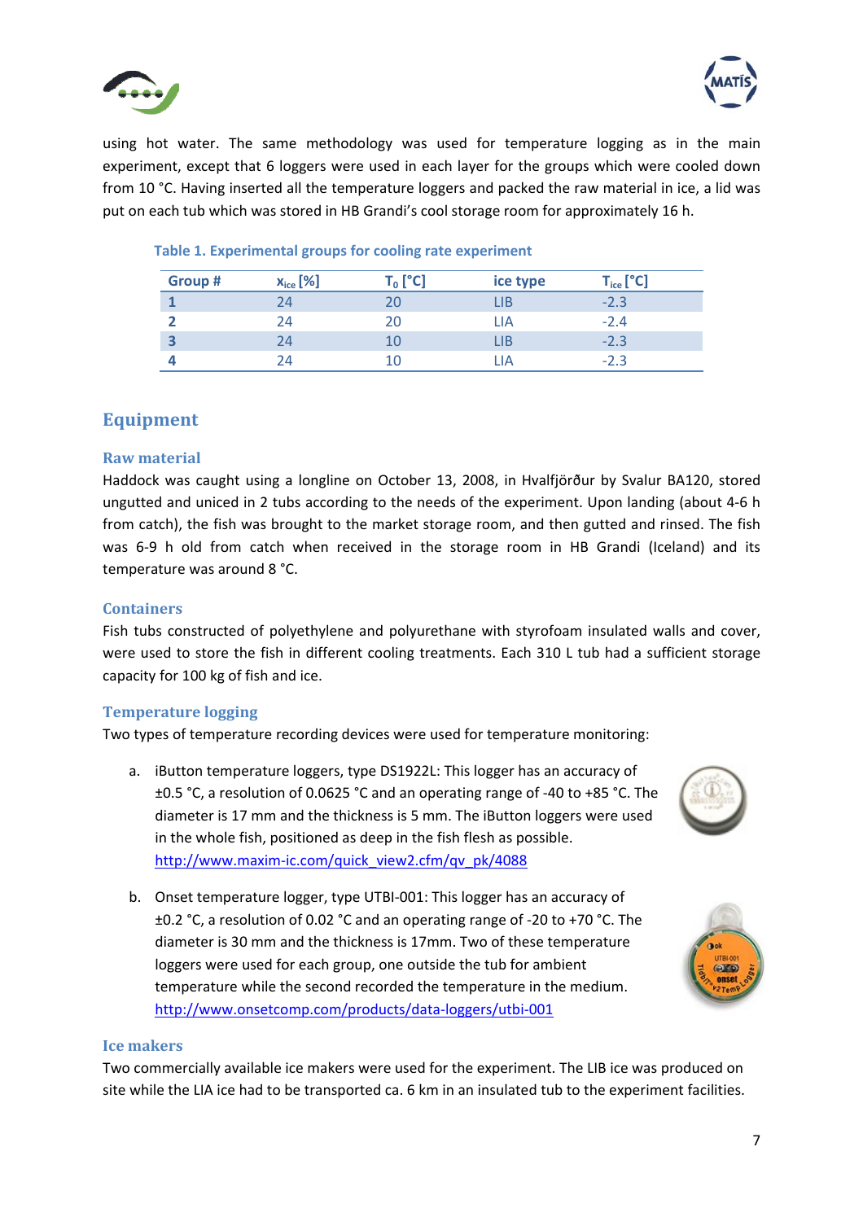using hot water. The same methodology was used for temperature logging as in the main experiment, except that 6 loggers were used in each layer for the groups which were cooled down from 10 °C. Having inserted all the temperature loggers and packed the raw material in ice, a lid was put on each tub which was stored in HB Grandi's cool storage room for approximately 16 h.

**Table 1. Experimental groups for cooling rate experiment**

| Group # | $x_{ice}$ [%] | $T_0$ [°C] | ice type | $T_{ice}$ [°C] |
|---|---|---|---|---|
| **1** | 24 | 20 | LIB | -2.3 |
| **2** | 24 | 20 | LIA | -2.4 |
| **3** | 24 | 10 | LIB | -2.3 |
| **4** | 24 | 10 | LIA | -2.3 |

## Equipment

### Raw material

Haddock was caught using a longline on October 13, 2008, in Hvalfjörður by Svalur BA120, stored ungutted and uniced in 2 tubs according to the needs of the experiment. Upon landing (about 4-6 h from catch), the fish was brought to the market storage room, and then gutted and rinsed. The fish was 6-9 h old from catch when received in the storage room in HB Grandi (Iceland) and its temperature was around 8 °C.

### Containers

Fish tubs constructed of polyethylene and polyurethane with styrofoam insulated walls and cover, were used to store the fish in different cooling treatments. Each 310 L tub had a sufficient storage capacity for 100 kg of fish and ice.

### Temperature logging

Two types of temperature recording devices were used for temperature monitoring:

a. iButton temperature loggers, type DS1922L: This logger has an accuracy of ±0.5 °C, a resolution of 0.0625 °C and an operating range of -40 to +85 °C. The diameter is 17 mm and the thickness is 5 mm. The iButton loggers were used in the whole fish, positioned as deep in the fish flesh as possible. http://www.maxim-ic.com/quick_view2.cfm/qv_pk/4088

b. Onset temperature logger, type UTBI-001: This logger has an accuracy of ±0.2 °C, a resolution of 0.02 °C and an operating range of -20 to +70 °C. The diameter is 30 mm and the thickness is 17mm. Two of these temperature loggers were used for each group, one outside the tub for ambient temperature while the second recorded the temperature in the medium. http://www.onsetcomp.com/products/data-loggers/utbi-001

### Ice makers

Two commercially available ice makers were used for the experiment. The LIB ice was produced on site while the LIA ice had to be transported ca. 6 km in an insulated tub to the experiment facilities.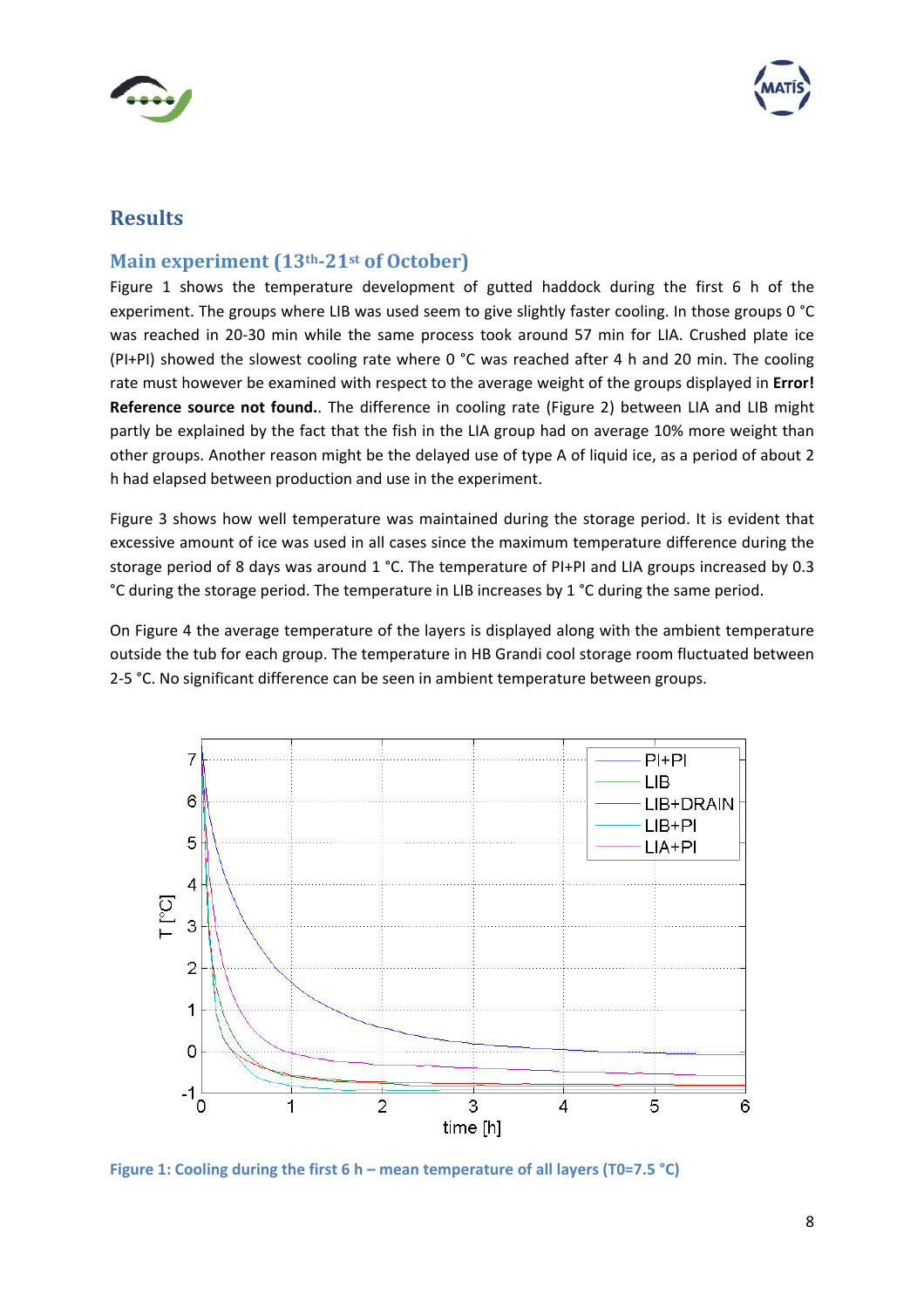## Results

### Main experiment (13th-21st of October)

Figure 1 shows the temperature development of gutted haddock during the first 6 h of the experiment. The groups where LIB was used seem to give slightly faster cooling. In those groups 0 °C was reached in 20-30 min while the same process took around 57 min for LIA. Crushed plate ice (PI+PI) showed the slowest cooling rate where 0 °C was reached after 4 h and 20 min. The cooling rate must however be examined with respect to the average weight of the groups displayed in **Error! Reference source not found.**. The difference in cooling rate (Figure 2) between LIA and LIB might partly be explained by the fact that the fish in the LIA group had on average 10% more weight than other groups. Another reason might be the delayed use of type A of liquid ice, as a period of about 2 h had elapsed between production and use in the experiment.

Figure 3 shows how well temperature was maintained during the storage period. It is evident that excessive amount of ice was used in all cases since the maximum temperature difference during the storage period of 8 days was around 1 °C. The temperature of PI+PI and LIA groups increased by 0.3 °C during the storage period. The temperature in LIB increases by 1 °C during the same period.

On Figure 4 the average temperature of the layers is displayed along with the ambient temperature outside the tub for each group. The temperature in HB Grandi cool storage room fluctuated between 2-5 °C. No significant difference can be seen in ambient temperature between groups.

Figure 1: Cooling during the first 6 h – mean temperature of all layers (T0=7.5 °C)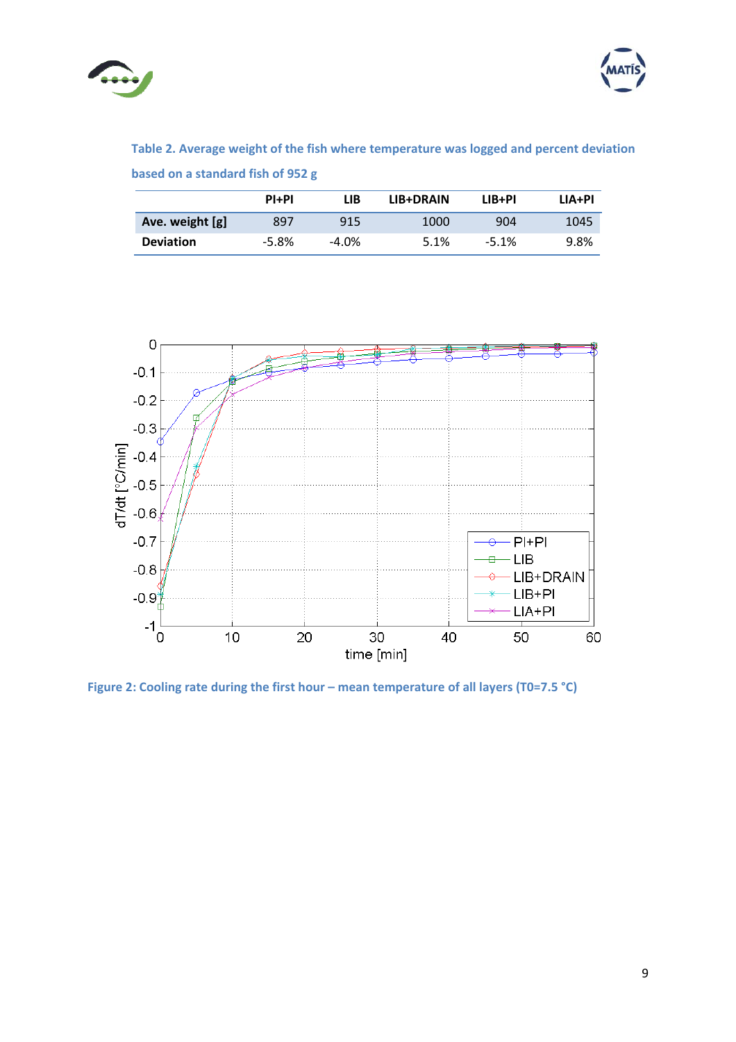**Table 2. Average weight of the fish where temperature was logged and percent deviation based on a standard fish of 952 g**

| | PI+PI | LIB | LIB+DRAIN | LIB+PI | LIA+PI |
|---|---|---|---|---|---|
| **Ave. weight [g]** | 897 | 915 | 1000 | 904 | 1045 |
| **Deviation** | -5.8% | -4.0% | 5.1% | -5.1% | 9.8% |

**Figure 2: Cooling rate during the first hour – mean temperature of all layers (T0=7.5 °C)**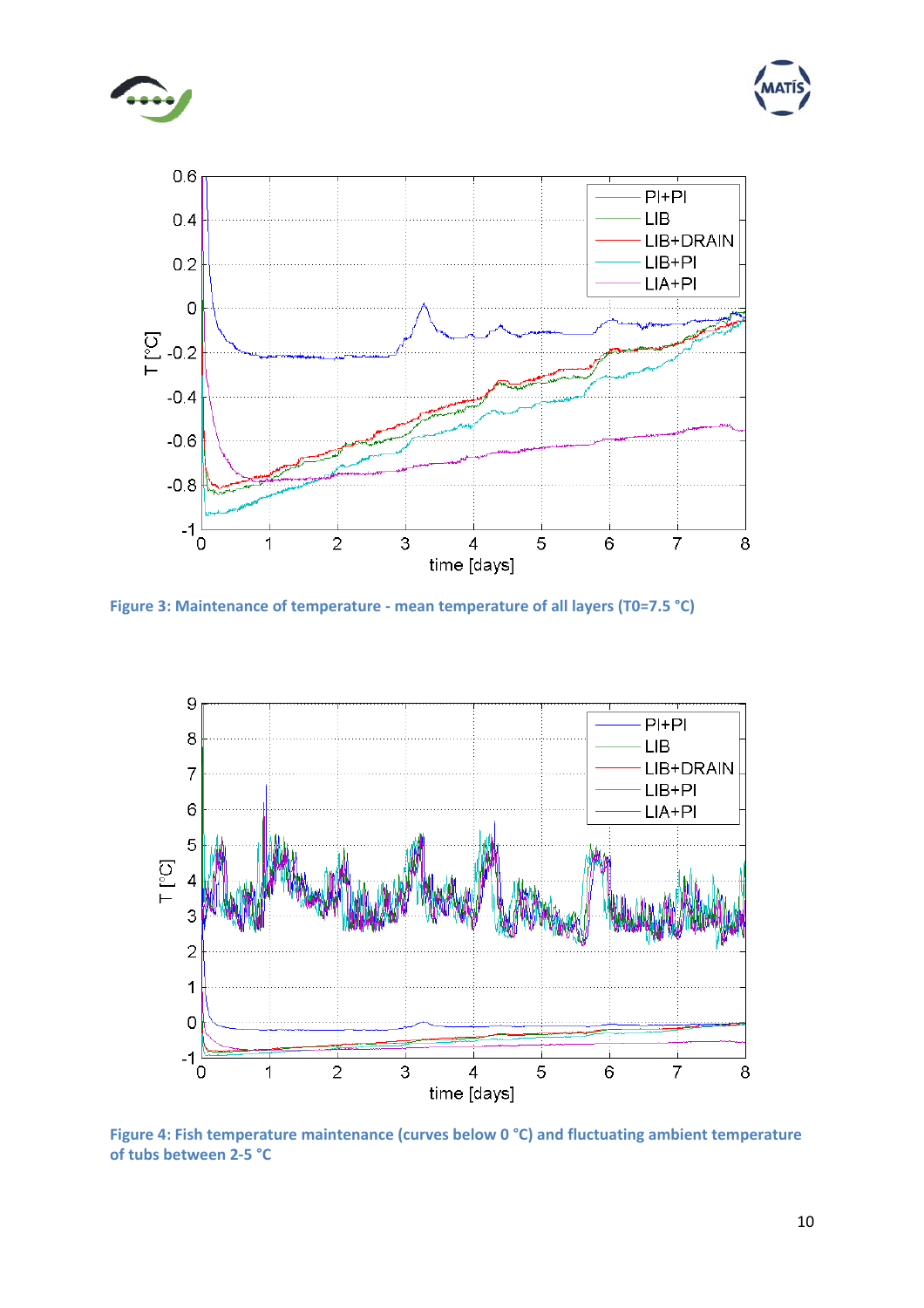Figure 3: Maintenance of temperature - mean temperature of all layers (T0=7.5 °C)

Figure 4: Fish temperature maintenance (curves below 0 °C) and fluctuating ambient temperature of tubs between 2-5 °C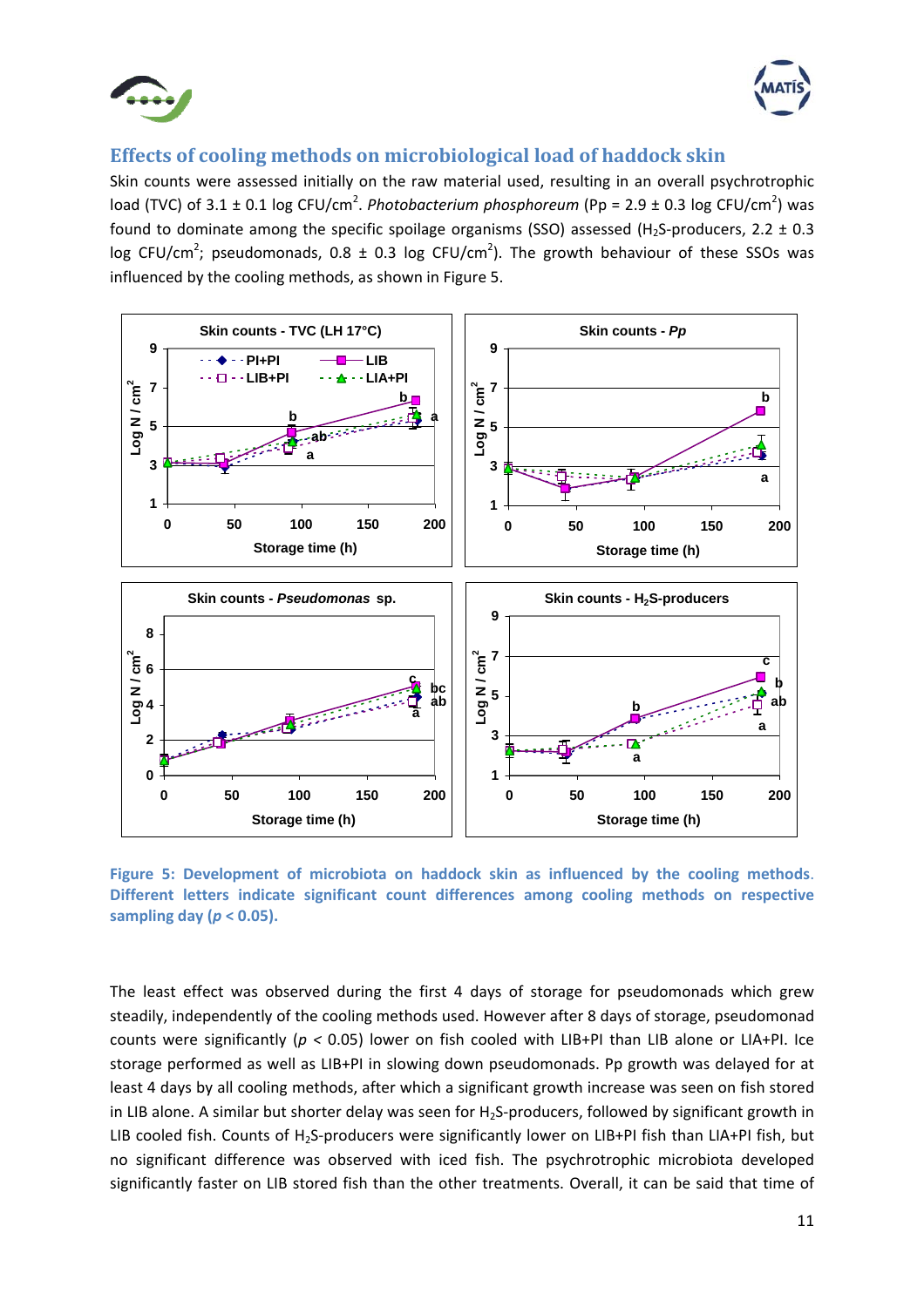## Effects of cooling methods on microbiological load of haddock skin

Skin counts were assessed initially on the raw material used, resulting in an overall psychrotrophic load (TVC) of 3.1 ± 0.1 log CFU/cm$^2$. *Photobacterium phosphoreum* (Pp = 2.9 ± 0.3 log CFU/cm$^2$) was found to dominate among the specific spoilage organisms (SSO) assessed ($H_2S$-producers, 2.2 ± 0.3 log CFU/cm$^2$; pseudomonads, 0.8 ± 0.3 log CFU/cm$^2$). The growth behaviour of these SSOs was influenced by the cooling methods, as shown in Figure 5.

**Figure 5: Development of microbiota on haddock skin as influenced by the cooling methods. Different letters indicate significant count differences among cooling methods on respective sampling day ($p < 0.05$).**

The least effect was observed during the first 4 days of storage for pseudomonads which grew steadily, independently of the cooling methods used. However after 8 days of storage, pseudomonad counts were significantly ($p < 0.05$) lower on fish cooled with LIB+PI than LIB alone or LIA+PI. Ice storage performed as well as LIB+PI in slowing down pseudomonads. Pp growth was delayed for at least 4 days by all cooling methods, after which a significant growth increase was seen on fish stored in LIB alone. A similar but shorter delay was seen for $H_2S$-producers, followed by significant growth in LIB cooled fish. Counts of $H_2S$-producers were significantly lower on LIB+PI fish than LIA+PI fish, but no significant difference was observed with iced fish. The psychrotrophic microbiota developed significantly faster on LIB stored fish than the other treatments. Overall, it can be said that time of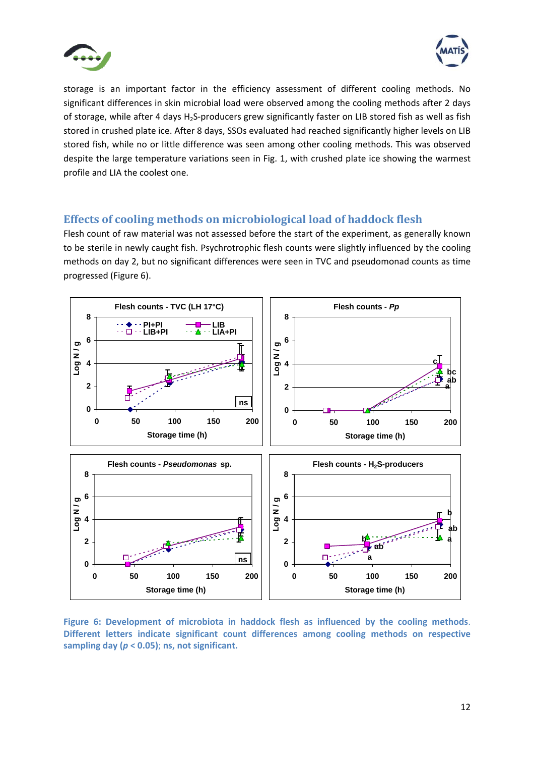storage is an important factor in the efficiency assessment of different cooling methods. No significant differences in skin microbial load were observed among the cooling methods after 2 days of storage, while after 4 days $H_2S$-producers grew significantly faster on LIB stored fish as well as fish stored in crushed plate ice. After 8 days, SSOs evaluated had reached significantly higher levels on LIB stored fish, while no or little difference was seen among other cooling methods. This was observed despite the large temperature variations seen in Fig. 1, with crushed plate ice showing the warmest profile and LIA the coolest one.

## Effects of cooling methods on microbiological load of haddock flesh

Flesh count of raw material was not assessed before the start of the experiment, as generally known to be sterile in newly caught fish. Psychrotrophic flesh counts were slightly influenced by the cooling methods on day 2, but no significant differences were seen in TVC and pseudomonad counts as time progressed (Figure 6).

**Figure 6: Development of microbiota in haddock flesh as influenced by the cooling methods. Different letters indicate significant count differences among cooling methods on respective sampling day ($p < 0.05$); ns, not significant.**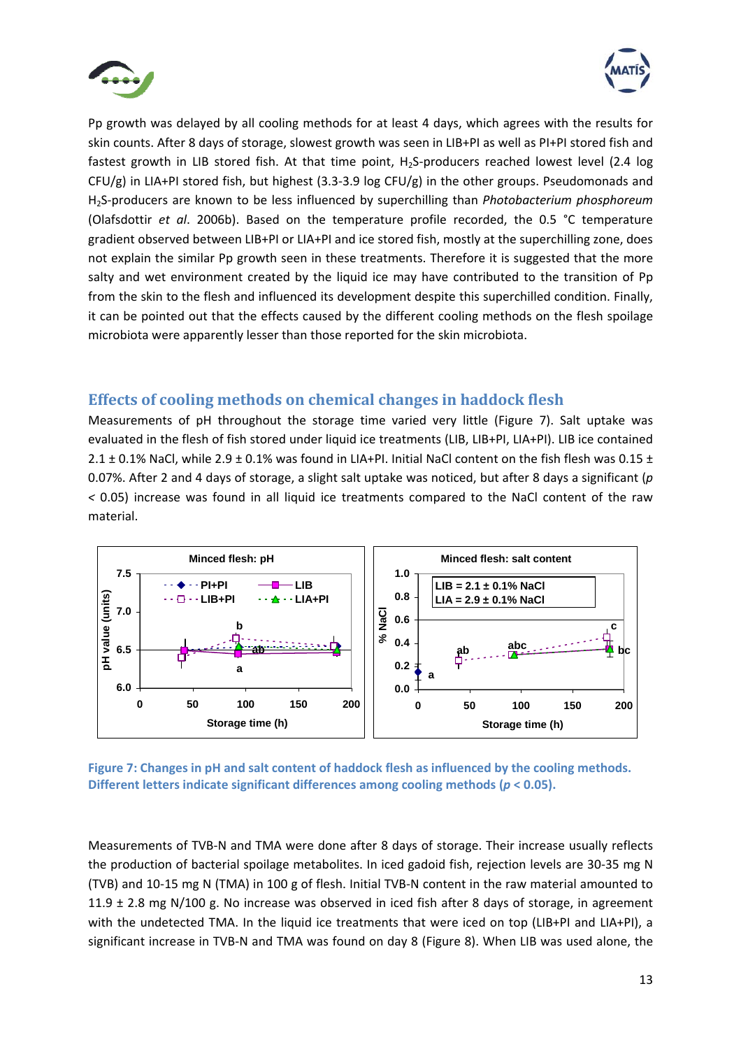Pp growth was delayed by all cooling methods for at least 4 days, which agrees with the results for skin counts. After 8 days of storage, slowest growth was seen in LIB+PI as well as PI+PI stored fish and fastest growth in LIB stored fish. At that time point, $H_2S$-producers reached lowest level (2.4 log CFU/g) in LIA+PI stored fish, but highest (3.3-3.9 log CFU/g) in the other groups. Pseudomonads and $H_2S$-producers are known to be less influenced by superchilling than *Photobacterium phosphoreum* (Olafsdottir *et al*. 2006b). Based on the temperature profile recorded, the 0.5 °C temperature gradient observed between LIB+PI or LIA+PI and ice stored fish, mostly at the superchilling zone, does not explain the similar Pp growth seen in these treatments. Therefore it is suggested that the more salty and wet environment created by the liquid ice may have contributed to the transition of Pp from the skin to the flesh and influenced its development despite this superchilled condition. Finally, it can be pointed out that the effects caused by the different cooling methods on the flesh spoilage microbiota were apparently lesser than those reported for the skin microbiota.

## Effects of cooling methods on chemical changes in haddock flesh

Measurements of pH throughout the storage time varied very little (Figure 7). Salt uptake was evaluated in the flesh of fish stored under liquid ice treatments (LIB, LIB+PI, LIA+PI). LIB ice contained 2.1 ± 0.1% NaCl, while 2.9 ± 0.1% was found in LIA+PI. Initial NaCl content on the fish flesh was 0.15 ± 0.07%. After 2 and 4 days of storage, a slight salt uptake was noticed, but after 8 days a significant ($p < 0.05$) increase was found in all liquid ice treatments compared to the NaCl content of the raw material.

**Figure 7: Changes in pH and salt content of haddock flesh as influenced by the cooling methods. Different letters indicate significant differences among cooling methods ($p < 0.05$).**

Measurements of TVB-N and TMA were done after 8 days of storage. Their increase usually reflects the production of bacterial spoilage metabolites. In iced gadoid fish, rejection levels are 30-35 mg N (TVB) and 10-15 mg N (TMA) in 100 g of flesh. Initial TVB-N content in the raw material amounted to 11.9 ± 2.8 mg N/100 g. No increase was observed in iced fish after 8 days of storage, in agreement with the undetected TMA. In the liquid ice treatments that were iced on top (LIB+PI and LIA+PI), a significant increase in TVB-N and TMA was found on day 8 (Figure 8). When LIB was used alone, the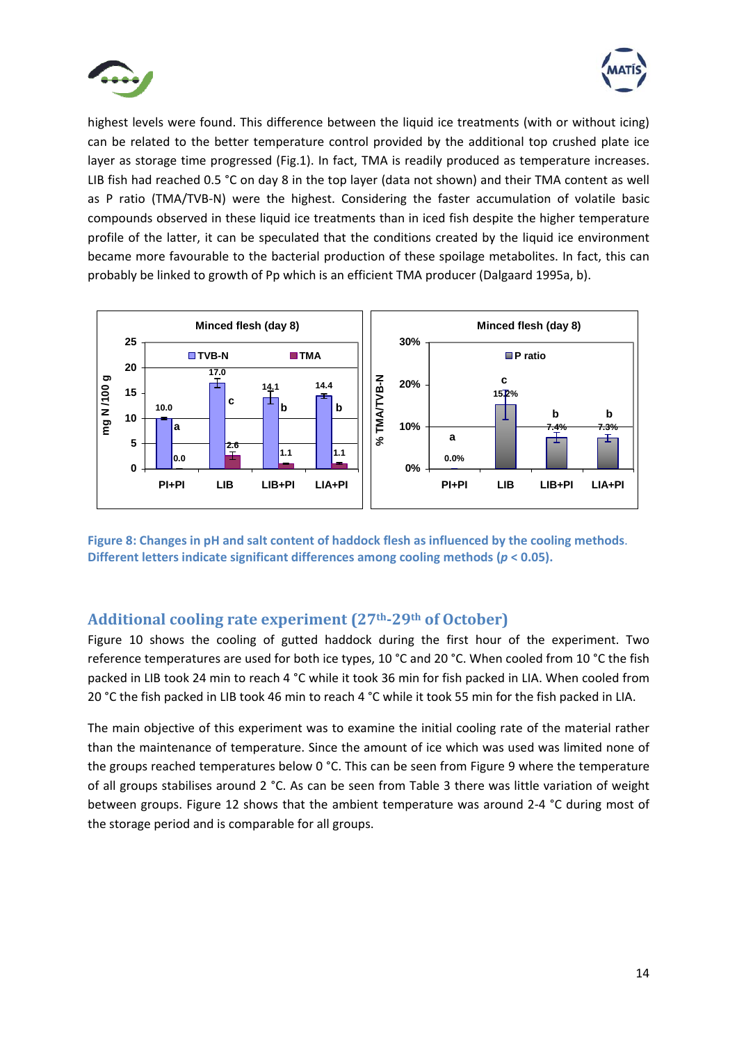highest levels were found. This difference between the liquid ice treatments (with or without icing) can be related to the better temperature control provided by the additional top crushed plate ice layer as storage time progressed (Fig.1). In fact, TMA is readily produced as temperature increases. LIB fish had reached 0.5 °C on day 8 in the top layer (data not shown) and their TMA content as well as P ratio (TMA/TVB-N) were the highest. Considering the faster accumulation of volatile basic compounds observed in these liquid ice treatments than in iced fish despite the higher temperature profile of the latter, it can be speculated that the conditions created by the liquid ice environment became more favourable to the bacterial production of these spoilage metabolites. In fact, this can probably be linked to growth of Pp which is an efficient TMA producer (Dalgaard 1995a, b).

**Figure 8: Changes in pH and salt content of haddock flesh as influenced by the cooling methods. Different letters indicate significant differences among cooling methods (*p* < 0.05).**

## Additional cooling rate experiment (27th-29th of October)

Figure 10 shows the cooling of gutted haddock during the first hour of the experiment. Two reference temperatures are used for both ice types, 10 °C and 20 °C. When cooled from 10 °C the fish packed in LIB took 24 min to reach 4 °C while it took 36 min for fish packed in LIA. When cooled from 20 °C the fish packed in LIB took 46 min to reach 4 °C while it took 55 min for the fish packed in LIA.

The main objective of this experiment was to examine the initial cooling rate of the material rather than the maintenance of temperature. Since the amount of ice which was used was limited none of the groups reached temperatures below 0 °C. This can be seen from Figure 9 where the temperature of all groups stabilises around 2 °C. As can be seen from Table 3 there was little variation of weight between groups. Figure 12 shows that the ambient temperature was around 2-4 °C during most of the storage period and is comparable for all groups.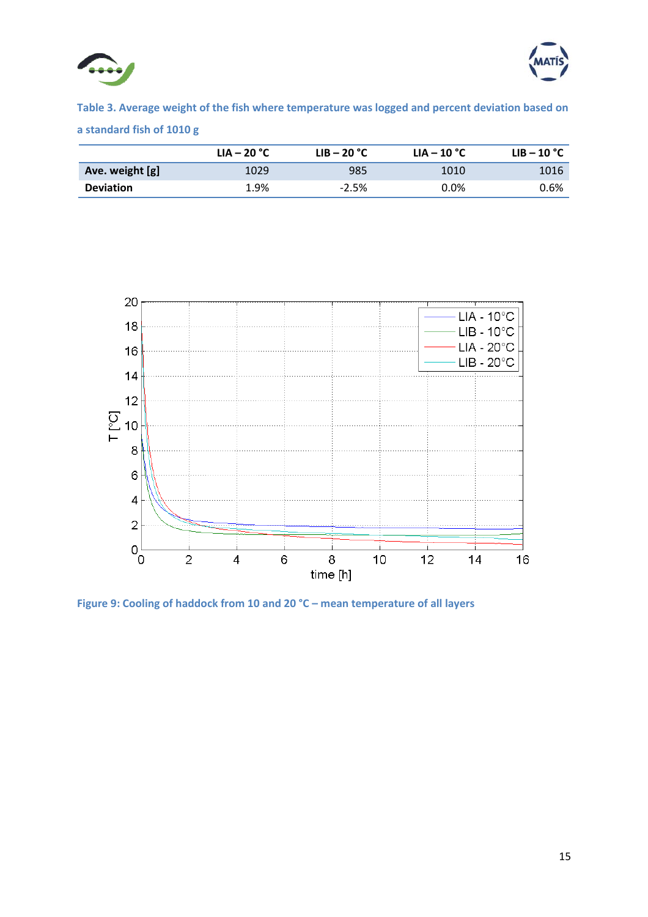Table 3. Average weight of the fish where temperature was logged and percent deviation based on a standard fish of 1010 g

| | LIA – 20 °C | LIB – 20 °C | LIA – 10 °C | LIB – 10 °C |
|---|---|---|---|---|
| **Ave. weight [g]** | 1029 | 985 | 1010 | 1016 |
| **Deviation** | 1.9% | -2.5% | 0.0% | 0.6% |

Figure 9: Cooling of haddock from 10 and 20 °C – mean temperature of all layers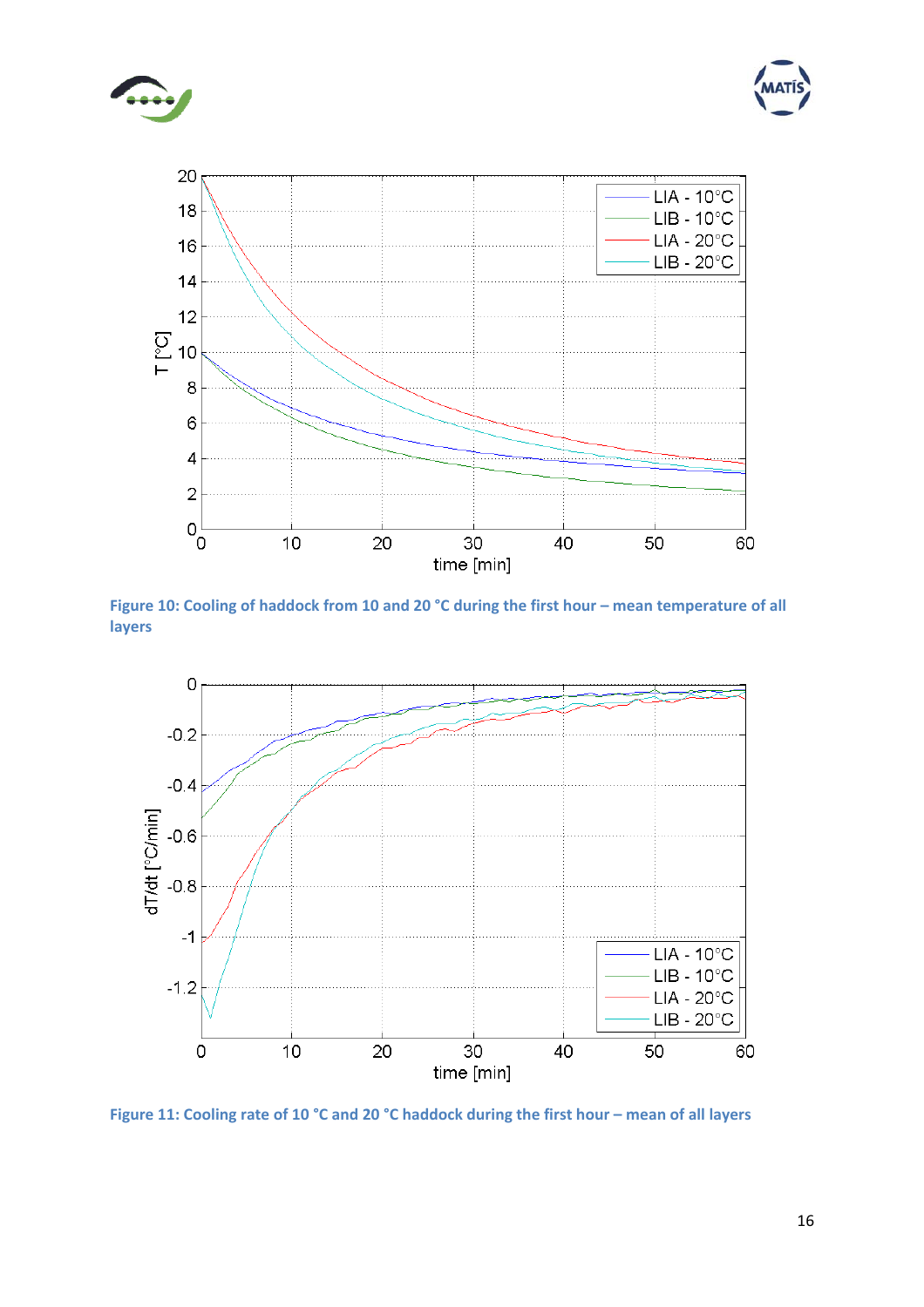Figure 10: Cooling of haddock from 10 and 20 °C during the first hour – mean temperature of all layers

Figure 11: Cooling rate of 10 °C and 20 °C haddock during the first hour – mean of all layers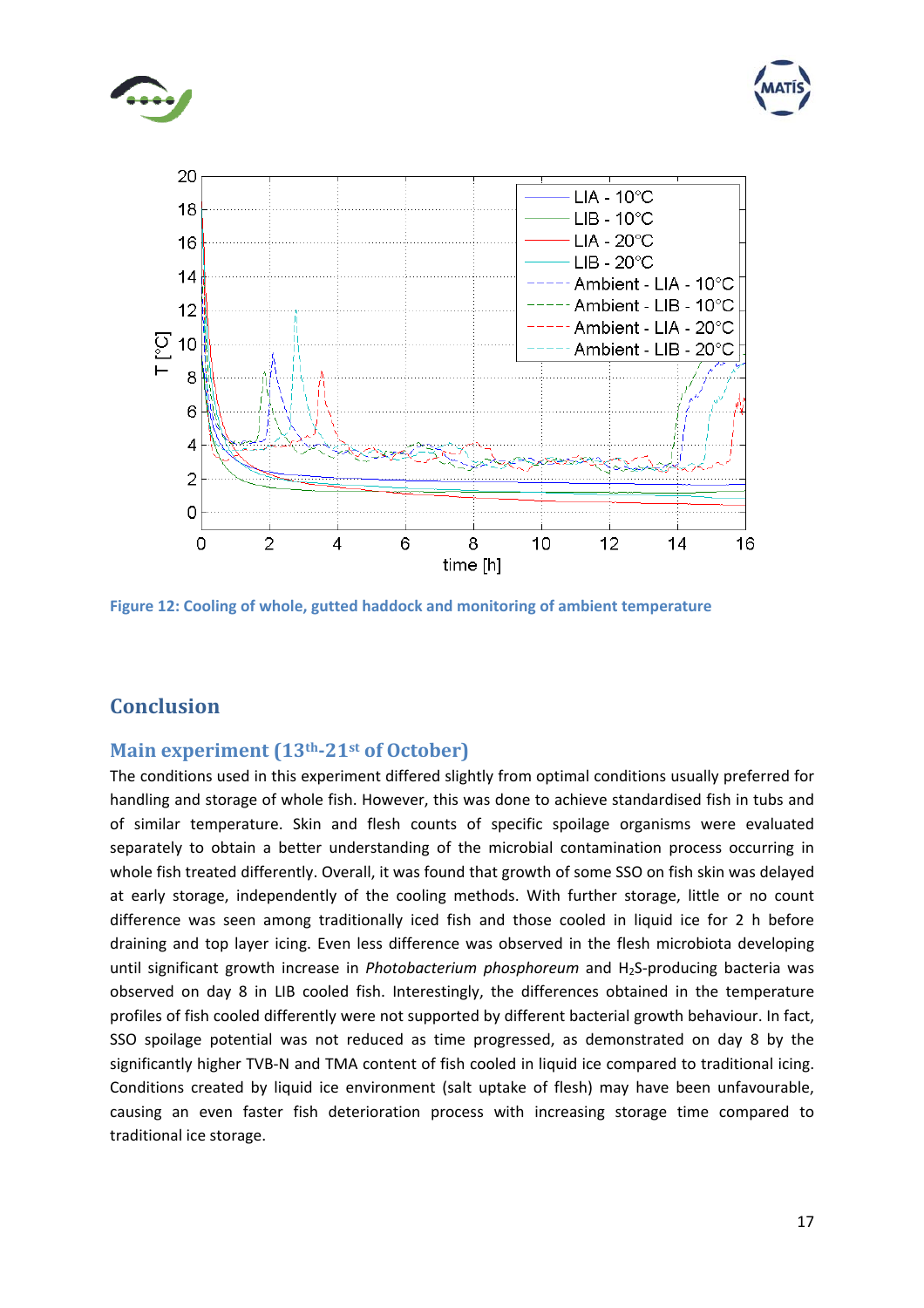Figure 12: Cooling of whole, gutted haddock and monitoring of ambient temperature

## Conclusion

### Main experiment (13th-21st of October)

The conditions used in this experiment differed slightly from optimal conditions usually preferred for handling and storage of whole fish. However, this was done to achieve standardised fish in tubs and of similar temperature. Skin and flesh counts of specific spoilage organisms were evaluated separately to obtain a better understanding of the microbial contamination process occurring in whole fish treated differently. Overall, it was found that growth of some SSO on fish skin was delayed at early storage, independently of the cooling methods. With further storage, little or no count difference was seen among traditionally iced fish and those cooled in liquid ice for 2 h before draining and top layer icing. Even less difference was observed in the flesh microbiota developing until significant growth increase in *Photobacterium phosphoreum* and $H_2S$-producing bacteria was observed on day 8 in LIB cooled fish. Interestingly, the differences obtained in the temperature profiles of fish cooled differently were not supported by different bacterial growth behaviour. In fact, SSO spoilage potential was not reduced as time progressed, as demonstrated on day 8 by the significantly higher TVB-N and TMA content of fish cooled in liquid ice compared to traditional icing. Conditions created by liquid ice environment (salt uptake of flesh) may have been unfavourable, causing an even faster fish deterioration process with increasing storage time compared to traditional ice storage.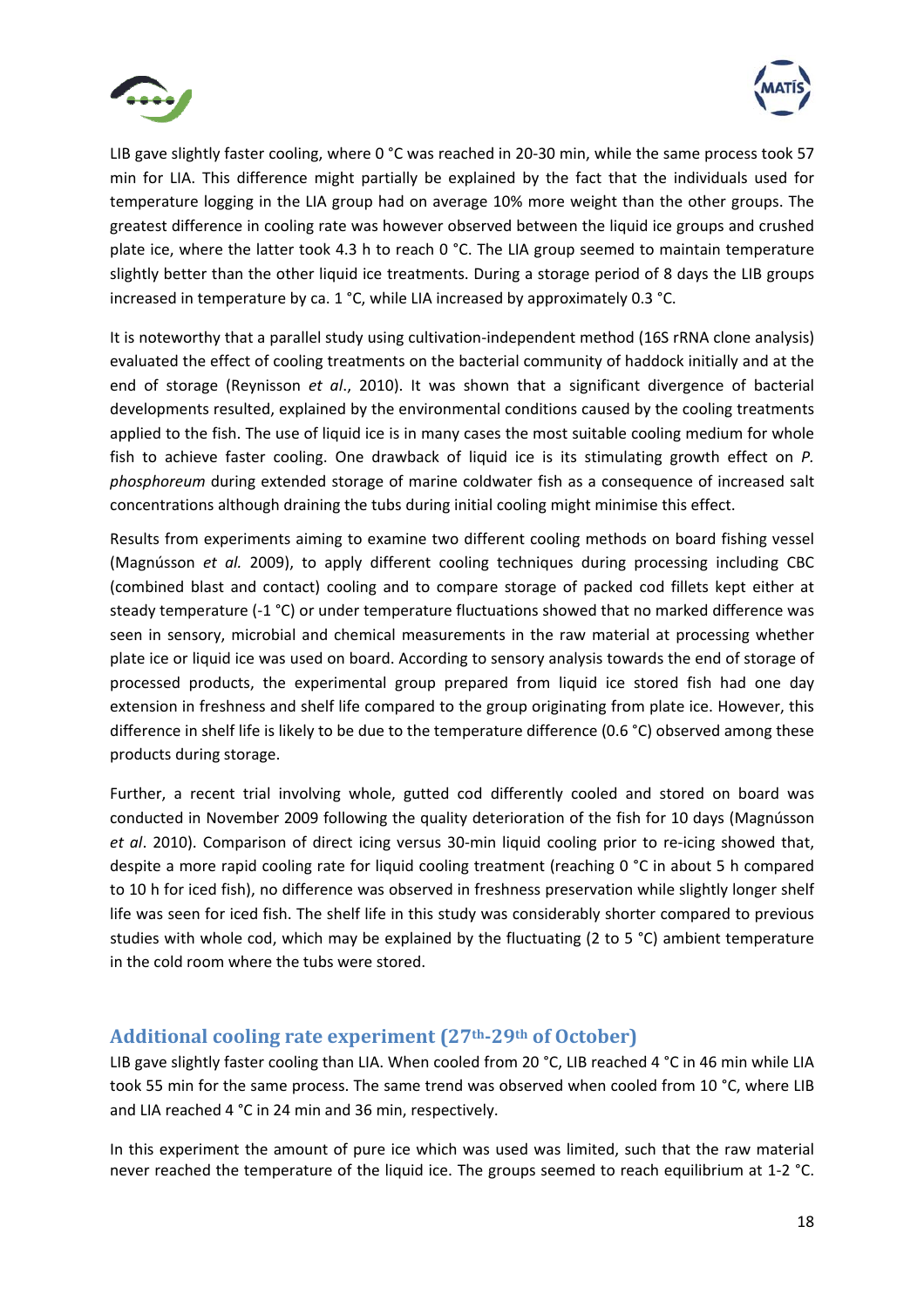LIB gave slightly faster cooling, where 0 °C was reached in 20-30 min, while the same process took 57 min for LIA. This difference might partially be explained by the fact that the individuals used for temperature logging in the LIA group had on average 10% more weight than the other groups. The greatest difference in cooling rate was however observed between the liquid ice groups and crushed plate ice, where the latter took 4.3 h to reach 0 °C. The LIA group seemed to maintain temperature slightly better than the other liquid ice treatments. During a storage period of 8 days the LIB groups increased in temperature by ca. 1 °C, while LIA increased by approximately 0.3 °C.

It is noteworthy that a parallel study using cultivation-independent method (16S rRNA clone analysis) evaluated the effect of cooling treatments on the bacterial community of haddock initially and at the end of storage (Reynisson *et al*., 2010). It was shown that a significant divergence of bacterial developments resulted, explained by the environmental conditions caused by the cooling treatments applied to the fish. The use of liquid ice is in many cases the most suitable cooling medium for whole fish to achieve faster cooling. One drawback of liquid ice is its stimulating growth effect on *P. phosphoreum* during extended storage of marine coldwater fish as a consequence of increased salt concentrations although draining the tubs during initial cooling might minimise this effect.

Results from experiments aiming to examine two different cooling methods on board fishing vessel (Magnússon *et al.* 2009), to apply different cooling techniques during processing including CBC (combined blast and contact) cooling and to compare storage of packed cod fillets kept either at steady temperature (-1 °C) or under temperature fluctuations showed that no marked difference was seen in sensory, microbial and chemical measurements in the raw material at processing whether plate ice or liquid ice was used on board. According to sensory analysis towards the end of storage of processed products, the experimental group prepared from liquid ice stored fish had one day extension in freshness and shelf life compared to the group originating from plate ice. However, this difference in shelf life is likely to be due to the temperature difference (0.6 °C) observed among these products during storage.

Further, a recent trial involving whole, gutted cod differently cooled and stored on board was conducted in November 2009 following the quality deterioration of the fish for 10 days (Magnússon *et al*. 2010). Comparison of direct icing versus 30-min liquid cooling prior to re-icing showed that, despite a more rapid cooling rate for liquid cooling treatment (reaching 0 °C in about 5 h compared to 10 h for iced fish), no difference was observed in freshness preservation while slightly longer shelf life was seen for iced fish. The shelf life in this study was considerably shorter compared to previous studies with whole cod, which may be explained by the fluctuating (2 to 5 °C) ambient temperature in the cold room where the tubs were stored.

## Additional cooling rate experiment (27th-29th of October)

LIB gave slightly faster cooling than LIA. When cooled from 20 °C, LIB reached 4 °C in 46 min while LIA took 55 min for the same process. The same trend was observed when cooled from 10 °C, where LIB and LIA reached 4 °C in 24 min and 36 min, respectively.

In this experiment the amount of pure ice which was used was limited, such that the raw material never reached the temperature of the liquid ice. The groups seemed to reach equilibrium at 1-2 °C.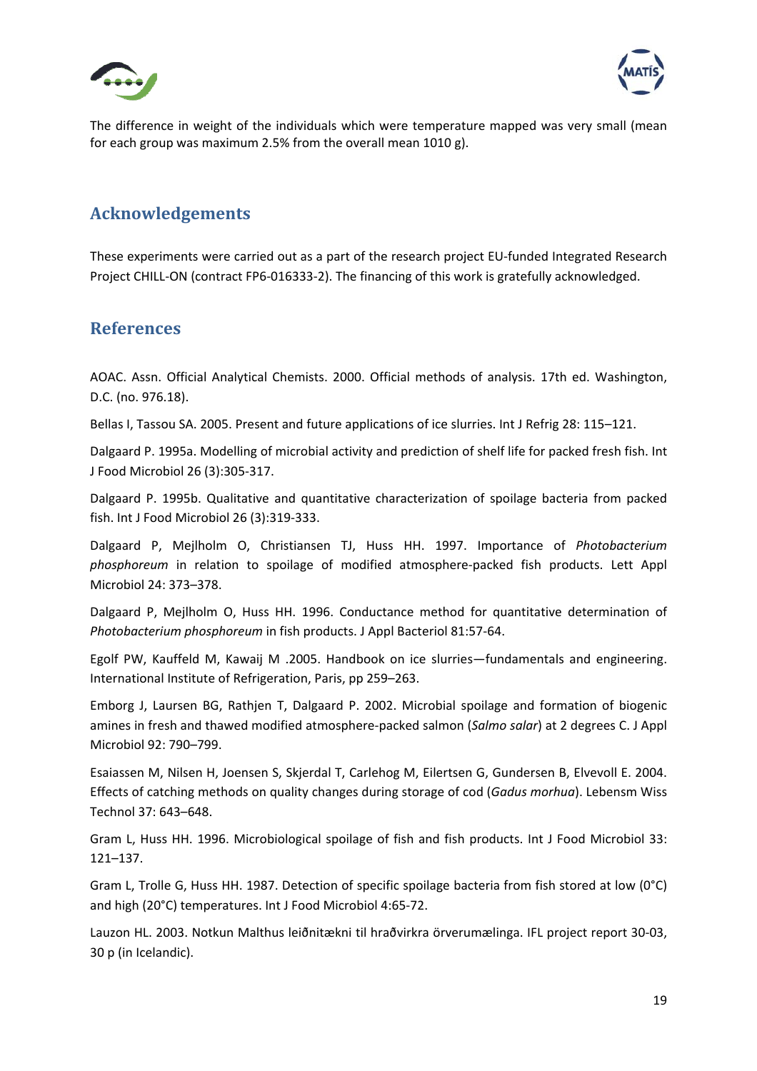The difference in weight of the individuals which were temperature mapped was very small (mean for each group was maximum 2.5% from the overall mean 1010 g).

## Acknowledgements

These experiments were carried out as a part of the research project EU-funded Integrated Research Project CHILL-ON (contract FP6-016333-2). The financing of this work is gratefully acknowledged.

## References

AOAC. Assn. Official Analytical Chemists. 2000. Official methods of analysis. 17th ed. Washington, D.C. (no. 976.18).

Bellas I, Tassou SA. 2005. Present and future applications of ice slurries. Int J Refrig 28: 115–121.

Dalgaard P. 1995a. Modelling of microbial activity and prediction of shelf life for packed fresh fish. Int J Food Microbiol 26 (3):305-317.

Dalgaard P. 1995b. Qualitative and quantitative characterization of spoilage bacteria from packed fish. Int J Food Microbiol 26 (3):319-333.

Dalgaard P, Mejlholm O, Christiansen TJ, Huss HH. 1997. Importance of *Photobacterium phosphoreum* in relation to spoilage of modified atmosphere-packed fish products. Lett Appl Microbiol 24: 373–378.

Dalgaard P, Mejlholm O, Huss HH. 1996. Conductance method for quantitative determination of *Photobacterium phosphoreum* in fish products. J Appl Bacteriol 81:57-64.

Egolf PW, Kauffeld M, Kawaij M .2005. Handbook on ice slurries—fundamentals and engineering. International Institute of Refrigeration, Paris, pp 259–263.

Emborg J, Laursen BG, Rathjen T, Dalgaard P. 2002. Microbial spoilage and formation of biogenic amines in fresh and thawed modified atmosphere-packed salmon (*Salmo salar*) at 2 degrees C. J Appl Microbiol 92: 790–799.

Esaiassen M, Nilsen H, Joensen S, Skjerdal T, Carlehog M, Eilertsen G, Gundersen B, Elvevoll E. 2004. Effects of catching methods on quality changes during storage of cod (*Gadus morhua*). Lebensm Wiss Technol 37: 643–648.

Gram L, Huss HH. 1996. Microbiological spoilage of fish and fish products. Int J Food Microbiol 33: 121–137.

Gram L, Trolle G, Huss HH. 1987. Detection of specific spoilage bacteria from fish stored at low (0°C) and high (20°C) temperatures. Int J Food Microbiol 4:65-72.

Lauzon HL. 2003. Notkun Malthus leiðnitækni til hraðvirkra örverumælinga. IFL project report 30-03, 30 p (in Icelandic).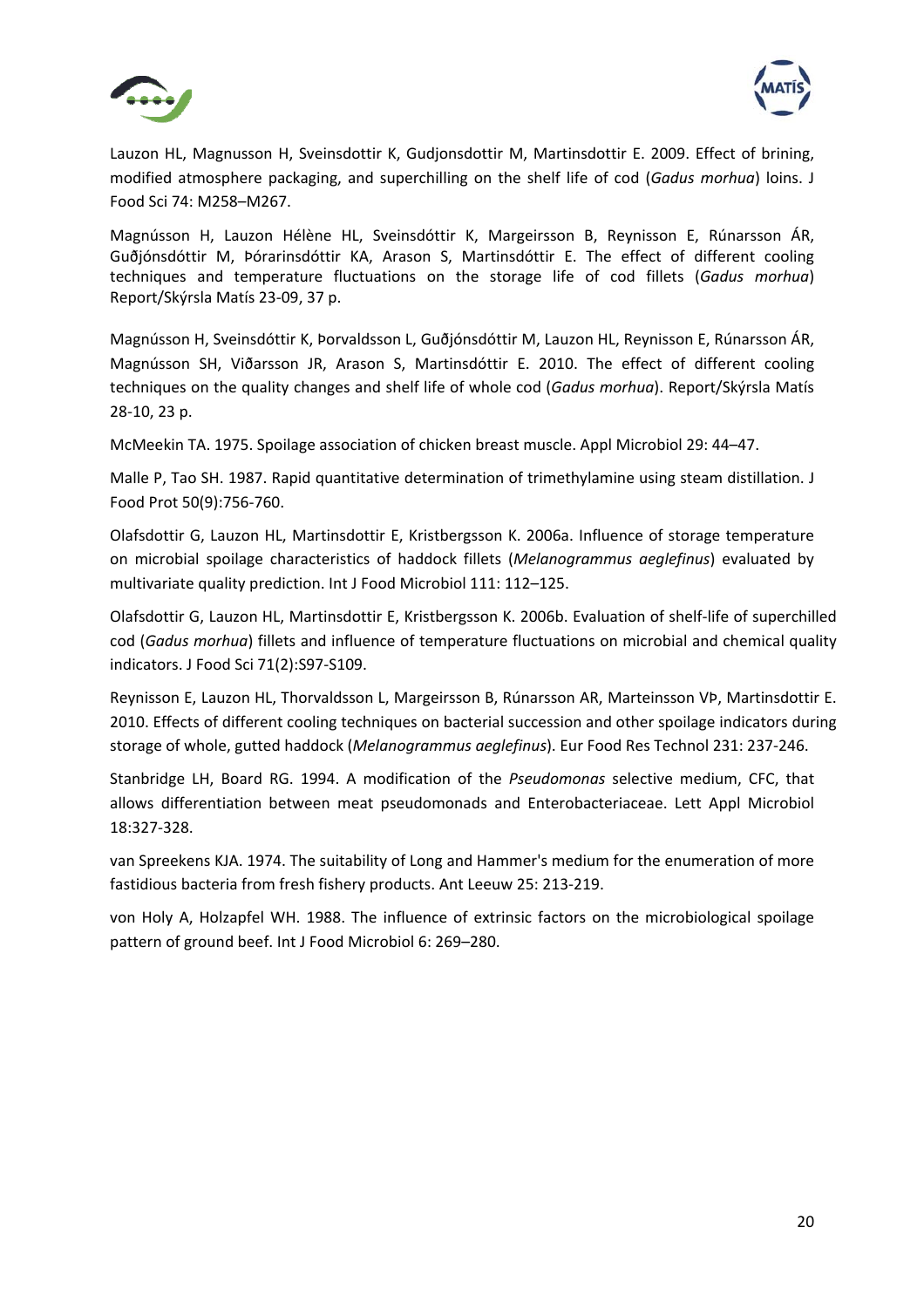Lauzon HL, Magnusson H, Sveinsdottir K, Gudjonsdottir M, Martinsdottir E. 2009. Effect of brining, modified atmosphere packaging, and superchilling on the shelf life of cod (*Gadus morhua*) loins. J Food Sci 74: M258–M267.

Magnússon H, Lauzon Hélène HL, Sveinsdóttir K, Margeirsson B, Reynisson E, Rúnarsson ÁR, Guðjónsdóttir M, Þórarinsdóttir KA, Arason S, Martinsdóttir E. The effect of different cooling techniques and temperature fluctuations on the storage life of cod fillets (*Gadus morhua*) Report/Skýrsla Matís 23-09, 37 p.

Magnússon H, Sveinsdóttir K, Þorvaldsson L, Guðjónsdóttir M, Lauzon HL, Reynisson E, Rúnarsson ÁR, Magnússon SH, Viðarsson JR, Arason S, Martinsdóttir E. 2010. The effect of different cooling techniques on the quality changes and shelf life of whole cod (*Gadus morhua*). Report/Skýrsla Matís 28-10, 23 p.

McMeekin TA. 1975. Spoilage association of chicken breast muscle. Appl Microbiol 29: 44–47.

Malle P, Tao SH. 1987. Rapid quantitative determination of trimethylamine using steam distillation. J Food Prot 50(9):756-760.

Olafsdottir G, Lauzon HL, Martinsdottir E, Kristbergsson K. 2006a. Influence of storage temperature on microbial spoilage characteristics of haddock fillets (*Melanogrammus aeglefinus*) evaluated by multivariate quality prediction. Int J Food Microbiol 111: 112–125.

Olafsdottir G, Lauzon HL, Martinsdottir E, Kristbergsson K. 2006b. Evaluation of shelf-life of superchilled cod (*Gadus morhua*) fillets and influence of temperature fluctuations on microbial and chemical quality indicators. J Food Sci 71(2):S97-S109.

Reynisson E, Lauzon HL, Thorvaldsson L, Margeirsson B, Rúnarsson AR, Marteinsson VÞ, Martinsdottir E. 2010. Effects of different cooling techniques on bacterial succession and other spoilage indicators during storage of whole, gutted haddock (*Melanogrammus aeglefinus*). Eur Food Res Technol 231: 237-246.

Stanbridge LH, Board RG. 1994. A modification of the *Pseudomonas* selective medium, CFC, that allows differentiation between meat pseudomonads and Enterobacteriaceae. Lett Appl Microbiol 18:327-328.

van Spreekens KJA. 1974. The suitability of Long and Hammer's medium for the enumeration of more fastidious bacteria from fresh fishery products. Ant Leeuw 25: 213-219.

von Holy A, Holzapfel WH. 1988. The influence of extrinsic factors on the microbiological spoilage pattern of ground beef. Int J Food Microbiol 6: 269–280.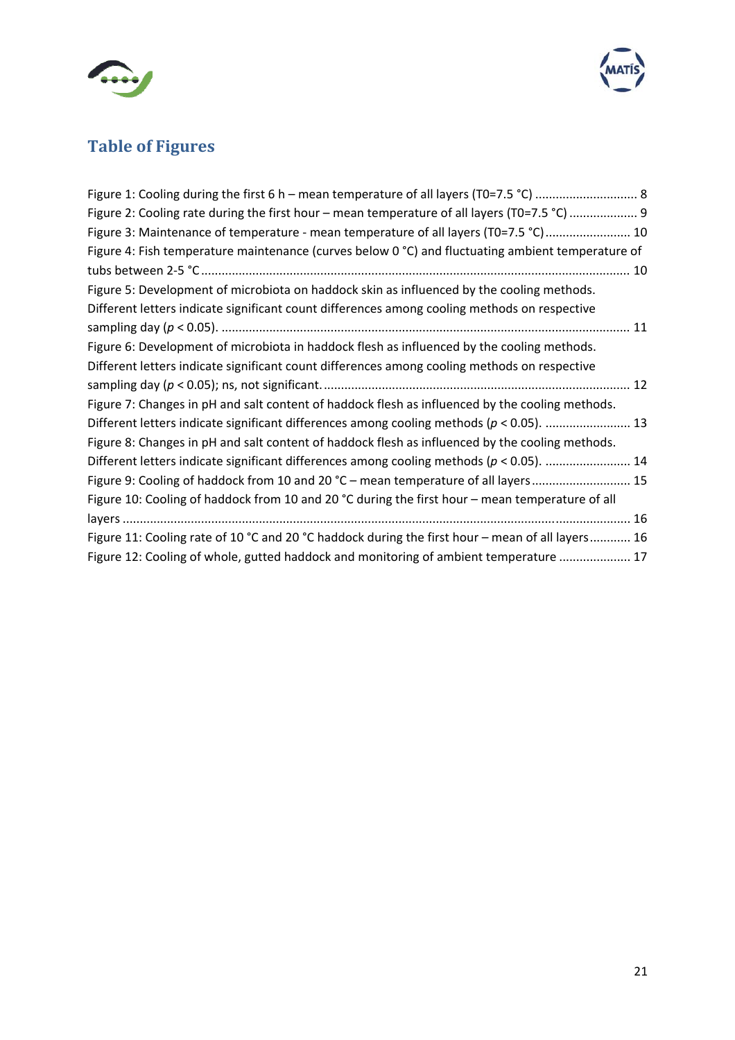## Table of Figures

Figure 1: Cooling during the first 6 h – mean temperature of all layers (T0=7.5 °C) ............................. 8

Figure 2: Cooling rate during the first hour – mean temperature of all layers (T0=7.5 °C) .................... 9

Figure 3: Maintenance of temperature - mean temperature of all layers (T0=7.5 °C) ......................... 10

Figure 4: Fish temperature maintenance (curves below 0 °C) and fluctuating ambient temperature of tubs between 2-5 °C ........................................................................................................................ 10

Figure 5: Development of microbiota on haddock skin as influenced by the cooling methods. Different letters indicate significant count differences among cooling methods on respective sampling day ($p < 0.05$). ...................................................................................................................... 11

Figure 6: Development of microbiota in haddock flesh as influenced by the cooling methods. Different letters indicate significant count differences among cooling methods on respective sampling day ($p < 0.05$); ns, not significant. ......................................................................................... 12

Figure 7: Changes in pH and salt content of haddock flesh as influenced by the cooling methods. Different letters indicate significant differences among cooling methods ($p < 0.05$). ......................... 13

Figure 8: Changes in pH and salt content of haddock flesh as influenced by the cooling methods. Different letters indicate significant differences among cooling methods ($p < 0.05$). ......................... 14

Figure 9: Cooling of haddock from 10 and 20 °C – mean temperature of all layers ............................ 15

Figure 10: Cooling of haddock from 10 and 20 °C during the first hour – mean temperature of all layers ................................................................................................................................................... 16

Figure 11: Cooling rate of 10 °C and 20 °C haddock during the first hour – mean of all layers............ 16

Figure 12: Cooling of whole, gutted haddock and monitoring of ambient temperature ..................... 17